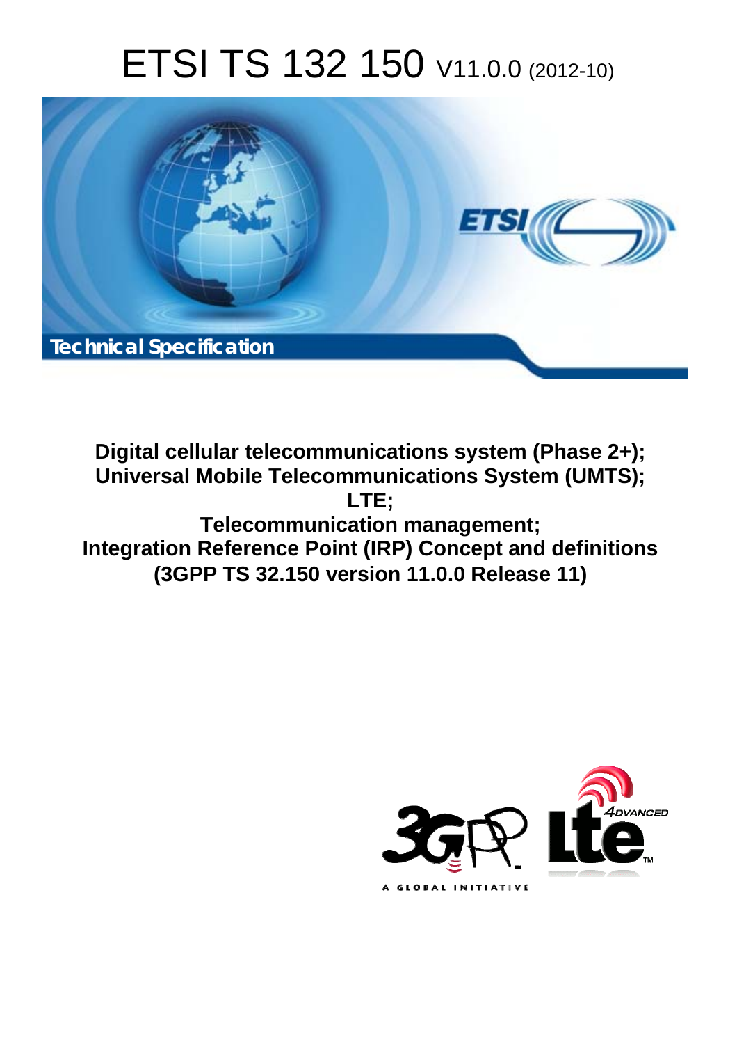# ETSI TS 132 150 V11.0.0 (2012-10)

**Technical Specification**

**Digital cellular telecommunications system (Phase 2+);**
**Universal Mobile Telecommunications System (UMTS);**
**LTE;**
**Telecommunication management;**
**Integration Reference Point (IRP) Concept and definitions**
**(3GPP TS 32.150 version 11.0.0 Release 11)**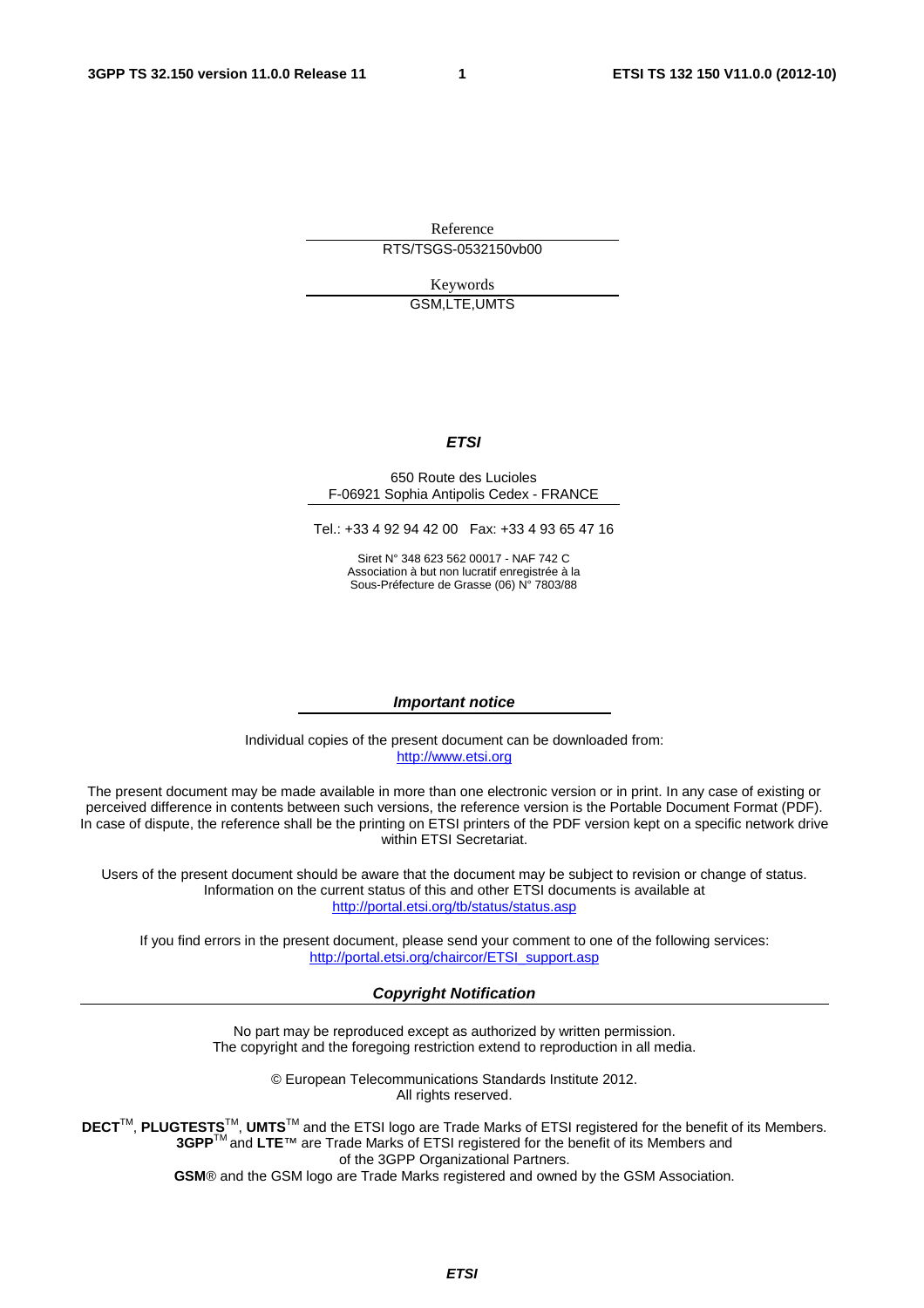Reference

RTS/TSGS-0532150vb00

Keywords

GSM,LTE,UMTS

***ETSI***

650 Route des Lucioles
F-06921 Sophia Antipolis Cedex - FRANCE

Tel.: +33 4 92 94 42 00 Fax: +33 4 93 65 47 16

Siret N° 348 623 562 00017 - NAF 742 C
Association à but non lucratif enregistrée à la
Sous-Préfecture de Grasse (06) N° 7803/88

***Important notice***

Individual copies of the present document can be downloaded from:
http://www.etsi.org

The present document may be made available in more than one electronic version or in print. In any case of existing or perceived difference in contents between such versions, the reference version is the Portable Document Format (PDF). In case of dispute, the reference shall be the printing on ETSI printers of the PDF version kept on a specific network drive within ETSI Secretariat.

Users of the present document should be aware that the document may be subject to revision or change of status. Information on the current status of this and other ETSI documents is available at
http://portal.etsi.org/tb/status/status.asp

If you find errors in the present document, please send your comment to one of the following services:
http://portal.etsi.org/chaircor/ETSI_support.asp

***Copyright Notification***

No part may be reproduced except as authorized by written permission.
The copyright and the foregoing restriction extend to reproduction in all media.

© European Telecommunications Standards Institute 2012.
All rights reserved.

**DECT**TM, **PLUGTESTS**TM, **UMTS**TM and the ETSI logo are Trade Marks of ETSI registered for the benefit of its Members.
**3GPP**TM and **LTE**™ are Trade Marks of ETSI registered for the benefit of its Members and of the 3GPP Organizational Partners.
**GSM**® and the GSM logo are Trade Marks registered and owned by the GSM Association.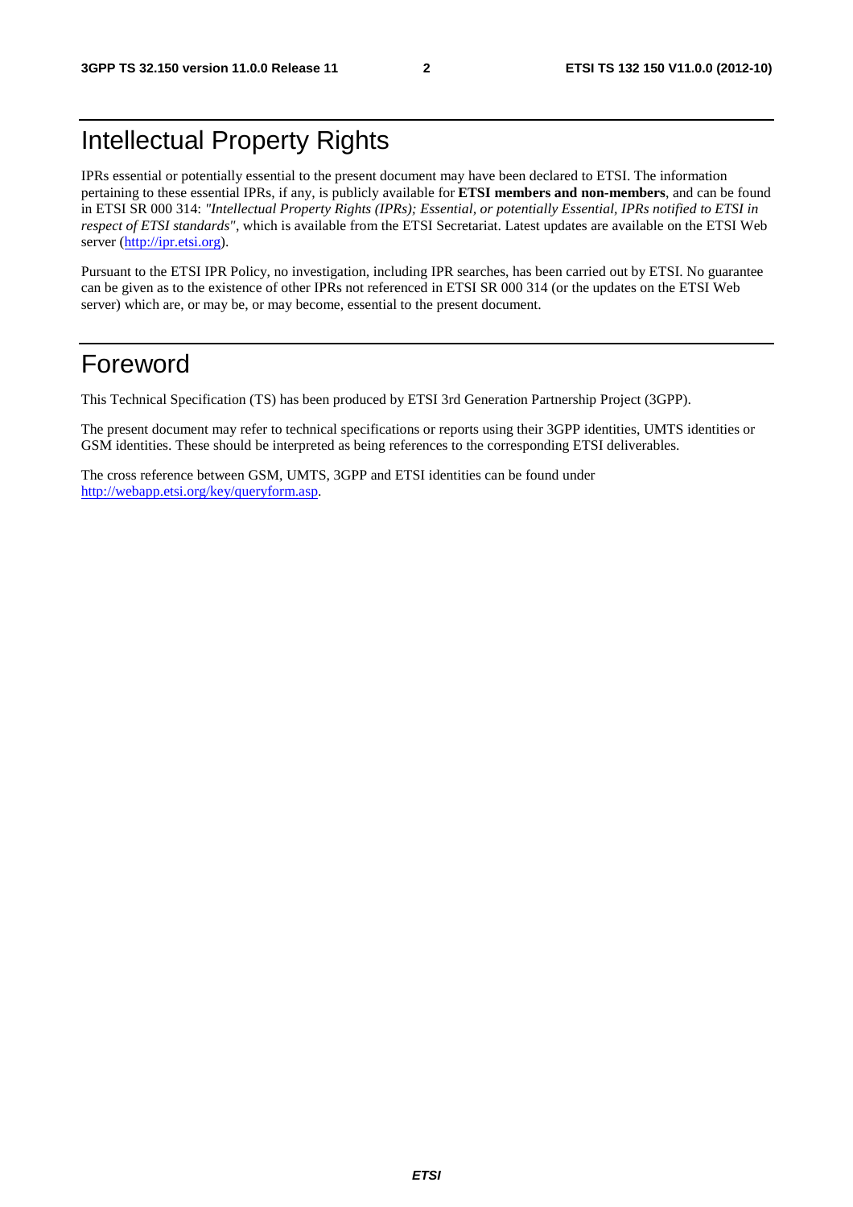# Intellectual Property Rights

IPRs essential or potentially essential to the present document may have been declared to ETSI. The information pertaining to these essential IPRs, if any, is publicly available for **ETSI members and non-members**, and can be found in ETSI SR 000 314: *"Intellectual Property Rights (IPRs); Essential, or potentially Essential, IPRs notified to ETSI in respect of ETSI standards"*, which is available from the ETSI Secretariat. Latest updates are available on the ETSI Web server (http://ipr.etsi.org).

Pursuant to the ETSI IPR Policy, no investigation, including IPR searches, has been carried out by ETSI. No guarantee can be given as to the existence of other IPRs not referenced in ETSI SR 000 314 (or the updates on the ETSI Web server) which are, or may be, or may become, essential to the present document.

# Foreword

This Technical Specification (TS) has been produced by ETSI 3rd Generation Partnership Project (3GPP).

The present document may refer to technical specifications or reports using their 3GPP identities, UMTS identities or GSM identities. These should be interpreted as being references to the corresponding ETSI deliverables.

The cross reference between GSM, UMTS, 3GPP and ETSI identities can be found under http://webapp.etsi.org/key/queryform.asp.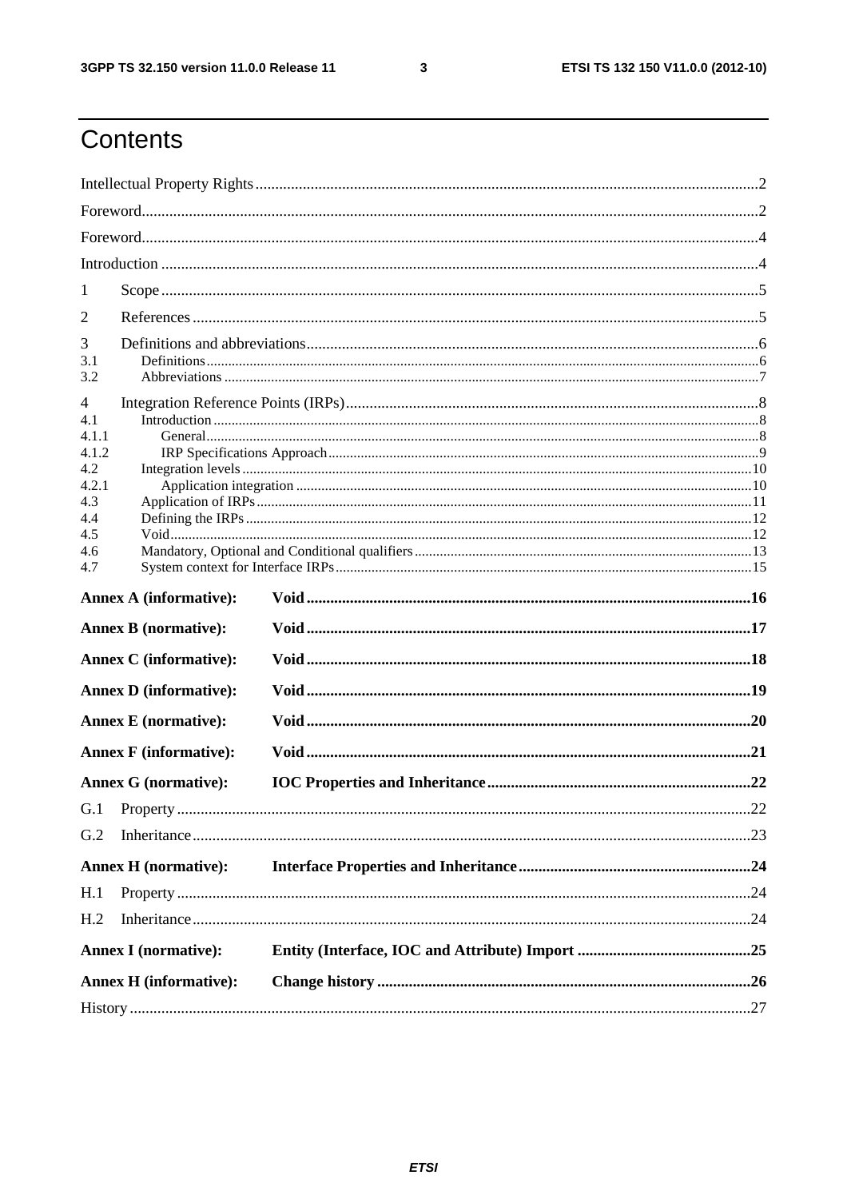# Contents

Intellectual Property Rights ..... 2

Foreword ..... 2

Foreword ..... 4

Introduction ..... 4

1 Scope ..... 5

2 References ..... 5

3 Definitions and abbreviations ..... 6

3.1 Definitions ..... 6

3.2 Abbreviations ..... 7

4 Integration Reference Points (IRPs) ..... 8

4.1 Introduction ..... 8

4.1.1 General ..... 8

4.1.2 IRP Specifications Approach ..... 9

4.2 Integration levels ..... 10

4.2.1 Application integration ..... 10

4.3 Application of IRPs ..... 11

4.4 Defining the IRPs ..... 12

4.5 Void ..... 12

4.6 Mandatory, Optional and Conditional qualifiers ..... 13

4.7 System context for Interface IRPs ..... 15

**Annex A (informative): Void ..... 16**

**Annex B (normative): Void ..... 17**

**Annex C (informative): Void ..... 18**

**Annex D (informative): Void ..... 19**

**Annex E (normative): Void ..... 20**

**Annex F (informative): Void ..... 21**

**Annex G (normative): IOC Properties and Inheritance ..... 22**

G.1 Property ..... 22

G.2 Inheritance ..... 23

**Annex H (normative): Interface Properties and Inheritance ..... 24**

H.1 Property ..... 24

H.2 Inheritance ..... 24

**Annex I (normative): Entity (Interface, IOC and Attribute) Import ..... 25**

**Annex H (informative): Change history ..... 26**

History ..... 27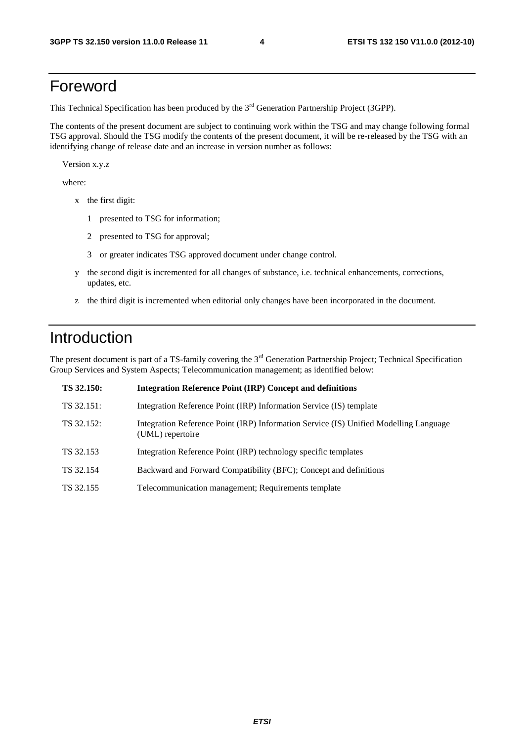# Foreword

This Technical Specification has been produced by the 3rd Generation Partnership Project (3GPP).

The contents of the present document are subject to continuing work within the TSG and may change following formal TSG approval. Should the TSG modify the contents of the present document, it will be re-released by the TSG with an identifying change of release date and an increase in version number as follows:

Version x.y.z

where:

- x the first digit:
  - 1 presented to TSG for information;
  - 2 presented to TSG for approval;
  - 3 or greater indicates TSG approved document under change control.
- y the second digit is incremented for all changes of substance, i.e. technical enhancements, corrections, updates, etc.
- z the third digit is incremented when editorial only changes have been incorporated in the document.

# Introduction

The present document is part of a TS-family covering the 3rd Generation Partnership Project; Technical Specification Group Services and System Aspects; Telecommunication management; as identified below:

| | |
|---|---|
| **TS 32.150:** | **Integration Reference Point (IRP) Concept and definitions** |
| TS 32.151: | Integration Reference Point (IRP) Information Service (IS) template |
| TS 32.152: | Integration Reference Point (IRP) Information Service (IS) Unified Modelling Language (UML) repertoire |
| TS 32.153 | Integration Reference Point (IRP) technology specific templates |
| TS 32.154 | Backward and Forward Compatibility (BFC); Concept and definitions |
| TS 32.155 | Telecommunication management; Requirements template |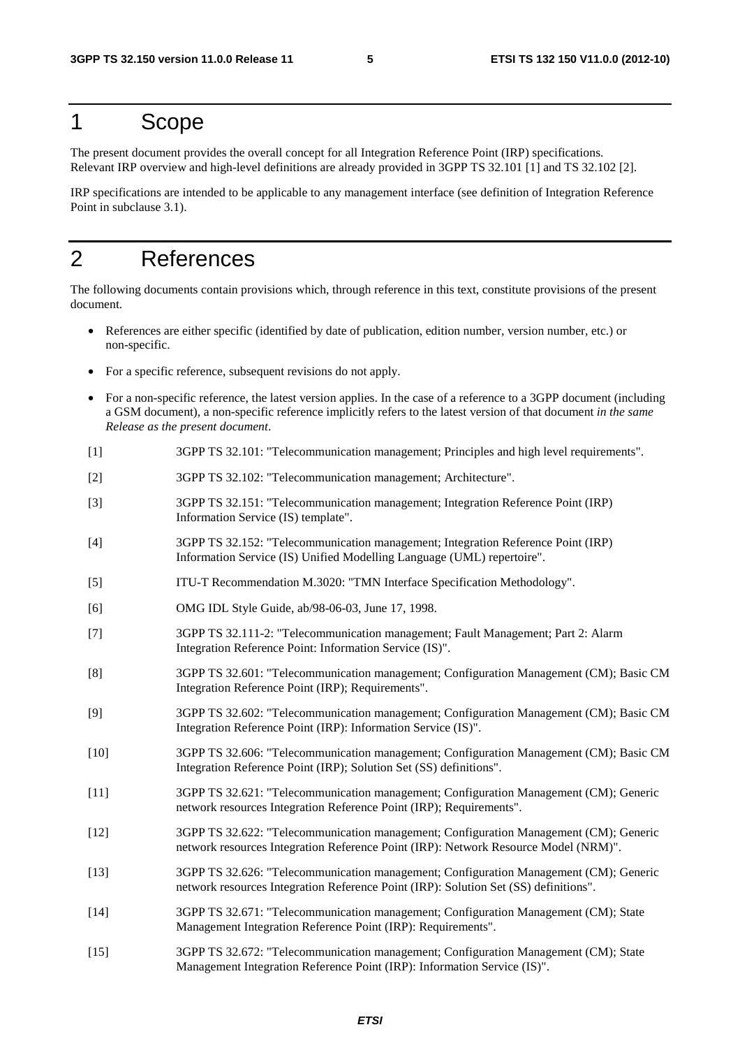# 1 Scope

The present document provides the overall concept for all Integration Reference Point (IRP) specifications. Relevant IRP overview and high-level definitions are already provided in 3GPP TS 32.101 [1] and TS 32.102 [2].

IRP specifications are intended to be applicable to any management interface (see definition of Integration Reference Point in subclause 3.1).

# 2 References

The following documents contain provisions which, through reference in this text, constitute provisions of the present document.

- References are either specific (identified by date of publication, edition number, version number, etc.) or non-specific.
- For a specific reference, subsequent revisions do not apply.
- For a non-specific reference, the latest version applies. In the case of a reference to a 3GPP document (including a GSM document), a non-specific reference implicitly refers to the latest version of that document *in the same Release as the present document*.

[1] 3GPP TS 32.101: "Telecommunication management; Principles and high level requirements".

[2] 3GPP TS 32.102: "Telecommunication management; Architecture".

[3] 3GPP TS 32.151: "Telecommunication management; Integration Reference Point (IRP) Information Service (IS) template".

[4] 3GPP TS 32.152: "Telecommunication management; Integration Reference Point (IRP) Information Service (IS) Unified Modelling Language (UML) repertoire".

[5] ITU-T Recommendation M.3020: "TMN Interface Specification Methodology".

[6] OMG IDL Style Guide, ab/98-06-03, June 17, 1998.

[7] 3GPP TS 32.111-2: "Telecommunication management; Fault Management; Part 2: Alarm Integration Reference Point: Information Service (IS)".

[8] 3GPP TS 32.601: "Telecommunication management; Configuration Management (CM); Basic CM Integration Reference Point (IRP); Requirements".

[9] 3GPP TS 32.602: "Telecommunication management; Configuration Management (CM); Basic CM Integration Reference Point (IRP): Information Service (IS)".

[10] 3GPP TS 32.606: "Telecommunication management; Configuration Management (CM); Basic CM Integration Reference Point (IRP); Solution Set (SS) definitions".

[11] 3GPP TS 32.621: "Telecommunication management; Configuration Management (CM); Generic network resources Integration Reference Point (IRP); Requirements".

[12] 3GPP TS 32.622: "Telecommunication management; Configuration Management (CM); Generic network resources Integration Reference Point (IRP): Network Resource Model (NRM)".

[13] 3GPP TS 32.626: "Telecommunication management; Configuration Management (CM); Generic network resources Integration Reference Point (IRP): Solution Set (SS) definitions".

[14] 3GPP TS 32.671: "Telecommunication management; Configuration Management (CM); State Management Integration Reference Point (IRP): Requirements".

[15] 3GPP TS 32.672: "Telecommunication management; Configuration Management (CM); State Management Integration Reference Point (IRP): Information Service (IS)".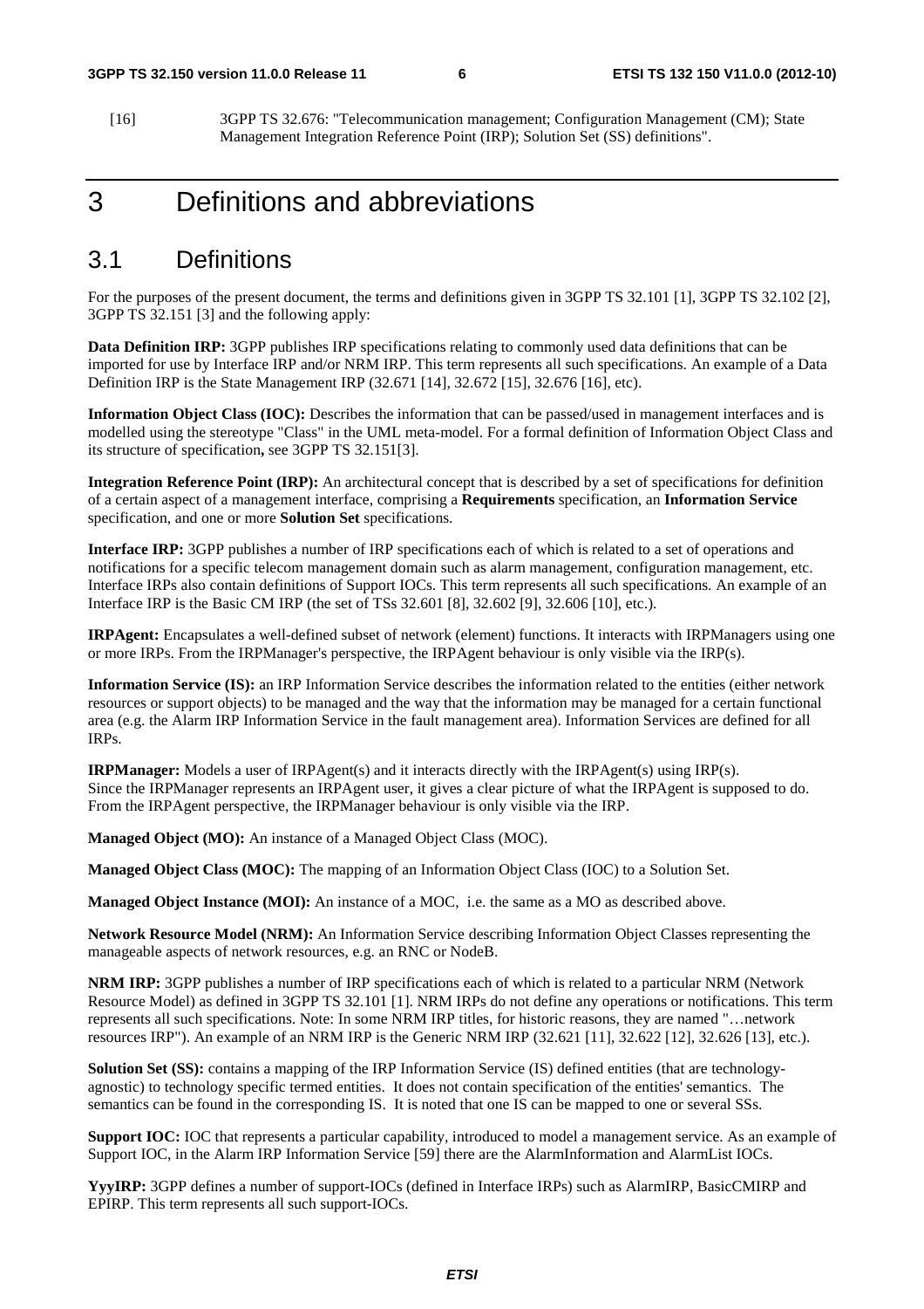[16] 3GPP TS 32.676: "Telecommunication management; Configuration Management (CM); State Management Integration Reference Point (IRP); Solution Set (SS) definitions".

# 3 Definitions and abbreviations

## 3.1 Definitions

For the purposes of the present document, the terms and definitions given in 3GPP TS 32.101 [1], 3GPP TS 32.102 [2], 3GPP TS 32.151 [3] and the following apply:

**Data Definition IRP:** 3GPP publishes IRP specifications relating to commonly used data definitions that can be imported for use by Interface IRP and/or NRM IRP. This term represents all such specifications. An example of a Data Definition IRP is the State Management IRP (32.671 [14], 32.672 [15], 32.676 [16], etc).

**Information Object Class (IOC):** Describes the information that can be passed/used in management interfaces and is modelled using the stereotype "Class" in the UML meta-model. For a formal definition of Information Object Class and its structure of specification**,** see 3GPP TS 32.151[3].

**Integration Reference Point (IRP):** An architectural concept that is described by a set of specifications for definition of a certain aspect of a management interface, comprising a **Requirements** specification, an **Information Service** specification, and one or more **Solution Set** specifications.

**Interface IRP:** 3GPP publishes a number of IRP specifications each of which is related to a set of operations and notifications for a specific telecom management domain such as alarm management, configuration management, etc. Interface IRPs also contain definitions of Support IOCs. This term represents all such specifications. An example of an Interface IRP is the Basic CM IRP (the set of TSs 32.601 [8], 32.602 [9], 32.606 [10], etc.).

**IRPAgent:** Encapsulates a well-defined subset of network (element) functions. It interacts with IRPManagers using one or more IRPs. From the IRPManager's perspective, the IRPAgent behaviour is only visible via the IRP(s).

**Information Service (IS):** an IRP Information Service describes the information related to the entities (either network resources or support objects) to be managed and the way that the information may be managed for a certain functional area (e.g. the Alarm IRP Information Service in the fault management area). Information Services are defined for all IRPs.

**IRPManager:** Models a user of IRPAgent(s) and it interacts directly with the IRPAgent(s) using IRP(s). Since the IRPManager represents an IRPAgent user, it gives a clear picture of what the IRPAgent is supposed to do. From the IRPAgent perspective, the IRPManager behaviour is only visible via the IRP.

**Managed Object (MO):** An instance of a Managed Object Class (MOC).

**Managed Object Class (MOC):** The mapping of an Information Object Class (IOC) to a Solution Set.

**Managed Object Instance (MOI):** An instance of a MOC, i.e. the same as a MO as described above.

**Network Resource Model (NRM):** An Information Service describing Information Object Classes representing the manageable aspects of network resources, e.g. an RNC or NodeB.

**NRM IRP:** 3GPP publishes a number of IRP specifications each of which is related to a particular NRM (Network Resource Model) as defined in 3GPP TS 32.101 [1]. NRM IRPs do not define any operations or notifications. This term represents all such specifications. Note: In some NRM IRP titles, for historic reasons, they are named "…network resources IRP"). An example of an NRM IRP is the Generic NRM IRP (32.621 [11], 32.622 [12], 32.626 [13], etc.).

**Solution Set (SS):** contains a mapping of the IRP Information Service (IS) defined entities (that are technology-agnostic) to technology specific termed entities. It does not contain specification of the entities' semantics. The semantics can be found in the corresponding IS. It is noted that one IS can be mapped to one or several SSs.

**Support IOC:** IOC that represents a particular capability, introduced to model a management service. As an example of Support IOC, in the Alarm IRP Information Service [59] there are the AlarmInformation and AlarmList IOCs.

**YyyIRP:** 3GPP defines a number of support-IOCs (defined in Interface IRPs) such as AlarmIRP, BasicCMIRP and EPIRP. This term represents all such support-IOCs.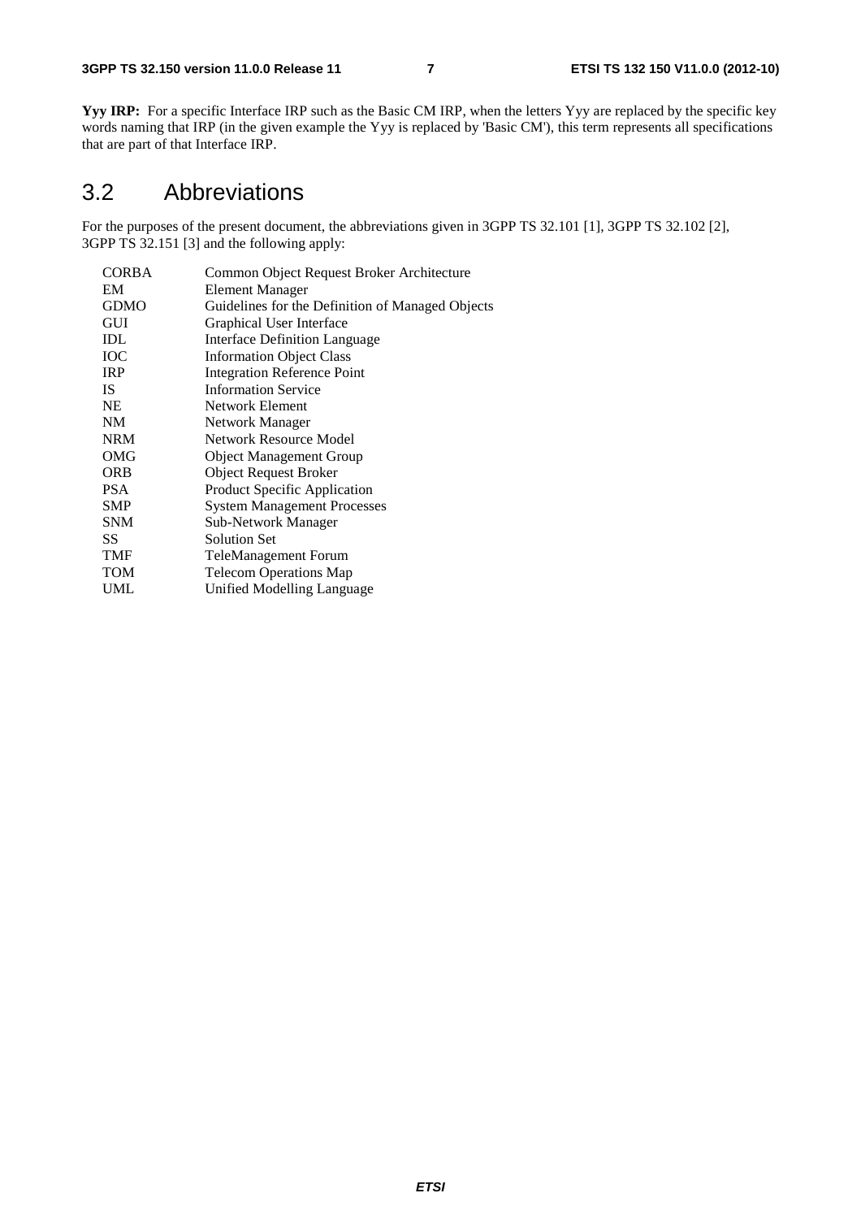**Yyy IRP:** For a specific Interface IRP such as the Basic CM IRP, when the letters Yyy are replaced by the specific key words naming that IRP (in the given example the Yyy is replaced by 'Basic CM'), this term represents all specifications that are part of that Interface IRP.

## 3.2 Abbreviations

For the purposes of the present document, the abbreviations given in 3GPP TS 32.101 [1], 3GPP TS 32.102 [2], 3GPP TS 32.151 [3] and the following apply:

| | |
|---|---|
| CORBA | Common Object Request Broker Architecture |
| EM | Element Manager |
| GDMO | Guidelines for the Definition of Managed Objects |
| GUI | Graphical User Interface |
| IDL | Interface Definition Language |
| IOC | Information Object Class |
| IRP | Integration Reference Point |
| IS | Information Service |
| NE | Network Element |
| NM | Network Manager |
| NRM | Network Resource Model |
| OMG | Object Management Group |
| ORB | Object Request Broker |
| PSA | Product Specific Application |
| SMP | System Management Processes |
| SNM | Sub-Network Manager |
| SS | Solution Set |
| TMF | TeleManagement Forum |
| TOM | Telecom Operations Map |
| UML | Unified Modelling Language |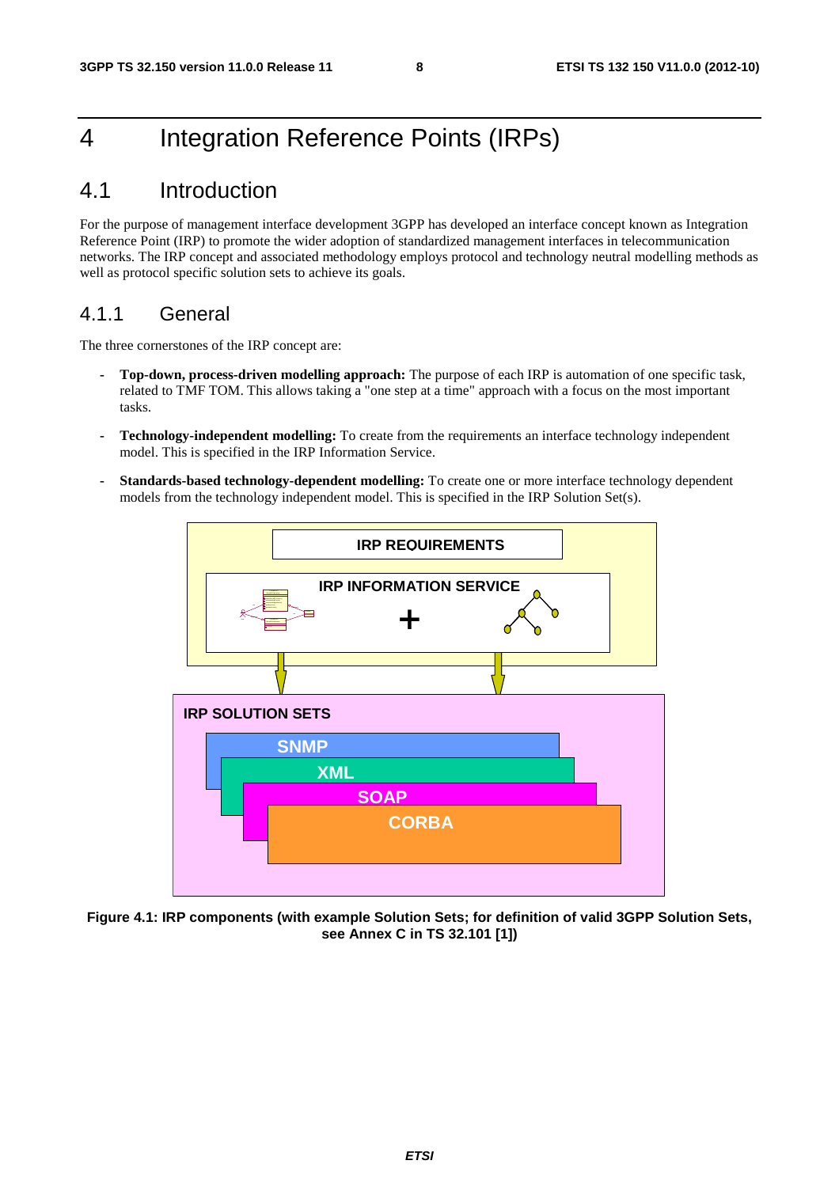# 4 Integration Reference Points (IRPs)

## 4.1 Introduction

For the purpose of management interface development 3GPP has developed an interface concept known as Integration Reference Point (IRP) to promote the wider adoption of standardized management interfaces in telecommunication networks. The IRP concept and associated methodology employs protocol and technology neutral modelling methods as well as protocol specific solution sets to achieve its goals.

### 4.1.1 General

The three cornerstones of the IRP concept are:

- **Top-down, process-driven modelling approach:** The purpose of each IRP is automation of one specific task, related to TMF TOM. This allows taking a "one step at a time" approach with a focus on the most important tasks.

- **Technology-independent modelling:** To create from the requirements an interface technology independent model. This is specified in the IRP Information Service.

- **Standards-based technology-dependent modelling:** To create one or more interface technology dependent models from the technology independent model. This is specified in the IRP Solution Set(s).

IRP REQUIREMENTS

IRP INFORMATION SERVICE

IRP SOLUTION SETS

SNMP

XML

SOAP

CORBA

**Figure 4.1: IRP components (with example Solution Sets; for definition of valid 3GPP Solution Sets, see Annex C in TS 32.101 [1])**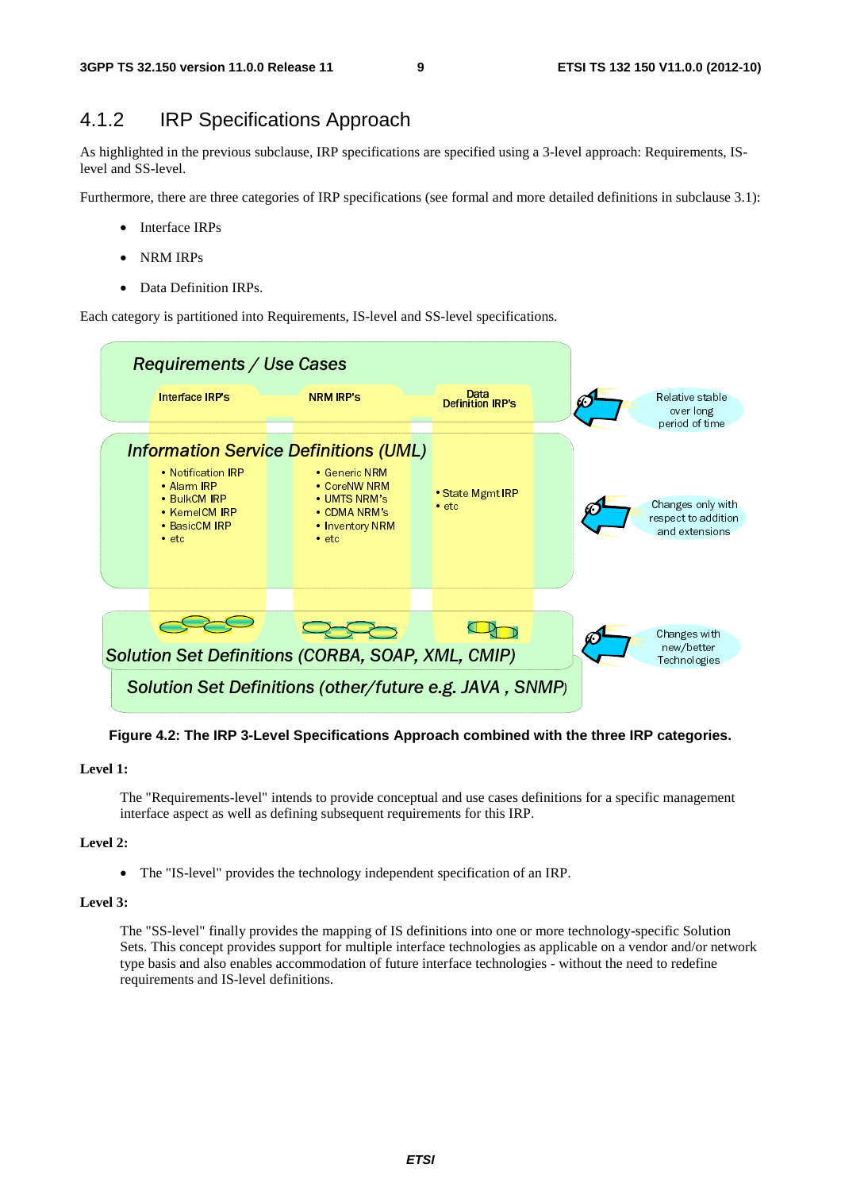### 4.1.2 IRP Specifications Approach

As highlighted in the previous subclause, IRP specifications are specified using a 3-level approach: Requirements, IS-level and SS-level.

Furthermore, there are three categories of IRP specifications (see formal and more detailed definitions in subclause 3.1):

- Interface IRPs
- NRM IRPs
- Data Definition IRPs.

Each category is partitioned into Requirements, IS-level and SS-level specifications.

**Figure 4.2: The IRP 3-Level Specifications Approach combined with the three IRP categories.**

**Level 1:**

The "Requirements-level" intends to provide conceptual and use cases definitions for a specific management interface aspect as well as defining subsequent requirements for this IRP.

**Level 2:**

- The "IS-level" provides the technology independent specification of an IRP.

**Level 3:**

The "SS-level" finally provides the mapping of IS definitions into one or more technology-specific Solution Sets. This concept provides support for multiple interface technologies as applicable on a vendor and/or network type basis and also enables accommodation of future interface technologies - without the need to redefine requirements and IS-level definitions.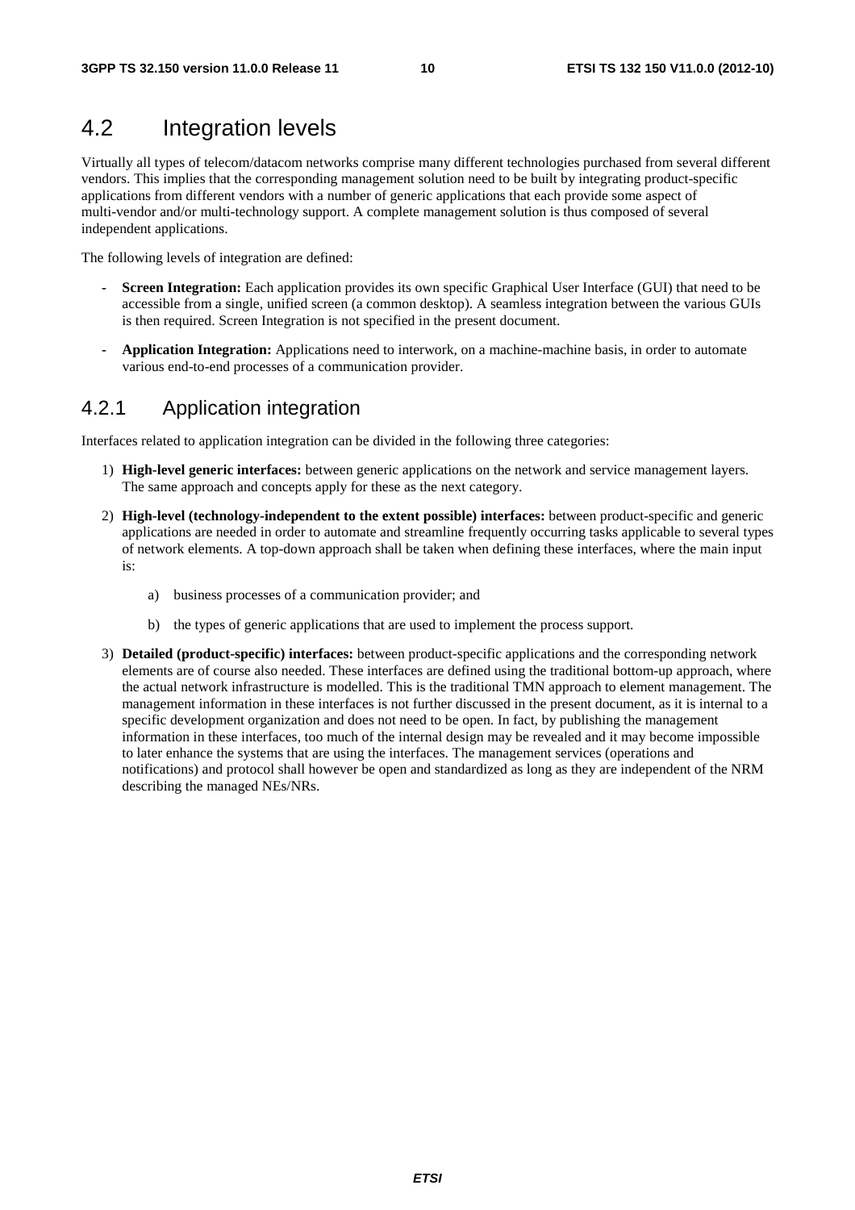## 4.2 Integration levels

Virtually all types of telecom/datacom networks comprise many different technologies purchased from several different vendors. This implies that the corresponding management solution need to be built by integrating product-specific applications from different vendors with a number of generic applications that each provide some aspect of multi-vendor and/or multi-technology support. A complete management solution is thus composed of several independent applications.

The following levels of integration are defined:

- **Screen Integration:** Each application provides its own specific Graphical User Interface (GUI) that need to be accessible from a single, unified screen (a common desktop). A seamless integration between the various GUIs is then required. Screen Integration is not specified in the present document.
- **Application Integration:** Applications need to interwork, on a machine-machine basis, in order to automate various end-to-end processes of a communication provider.

### 4.2.1 Application integration

Interfaces related to application integration can be divided in the following three categories:

1) **High-level generic interfaces:** between generic applications on the network and service management layers. The same approach and concepts apply for these as the next category.

2) **High-level (technology-independent to the extent possible) interfaces:** between product-specific and generic applications are needed in order to automate and streamline frequently occurring tasks applicable to several types of network elements. A top-down approach shall be taken when defining these interfaces, where the main input is:

   a) business processes of a communication provider; and

   b) the types of generic applications that are used to implement the process support.

3) **Detailed (product-specific) interfaces:** between product-specific applications and the corresponding network elements are of course also needed. These interfaces are defined using the traditional bottom-up approach, where the actual network infrastructure is modelled. This is the traditional TMN approach to element management. The management information in these interfaces is not further discussed in the present document, as it is internal to a specific development organization and does not need to be open. In fact, by publishing the management information in these interfaces, too much of the internal design may be revealed and it may become impossible to later enhance the systems that are using the interfaces. The management services (operations and notifications) and protocol shall however be open and standardized as long as they are independent of the NRM describing the managed NEs/NRs.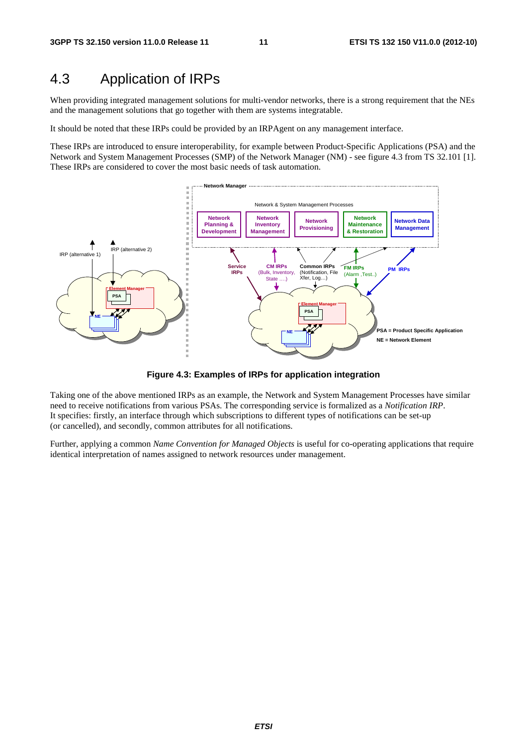## 4.3 Application of IRPs

When providing integrated management solutions for multi-vendor networks, there is a strong requirement that the NEs and the management solutions that go together with them are systems integratable.

It should be noted that these IRPs could be provided by an IRPAgent on any management interface.

These IRPs are introduced to ensure interoperability, for example between Product-Specific Applications (PSA) and the Network and System Management Processes (SMP) of the Network Manager (NM) - see figure 4.3 from TS 32.101 [1]. These IRPs are considered to cover the most basic needs of task automation.

**Figure 4.3: Examples of IRPs for application integration**

Taking one of the above mentioned IRPs as an example, the Network and System Management Processes have similar need to receive notifications from various PSAs. The corresponding service is formalized as a *Notification IRP*. It specifies: firstly, an interface through which subscriptions to different types of notifications can be set-up (or cancelled), and secondly, common attributes for all notifications.

Further, applying a common *Name Convention for Managed Objects* is useful for co-operating applications that require identical interpretation of names assigned to network resources under management.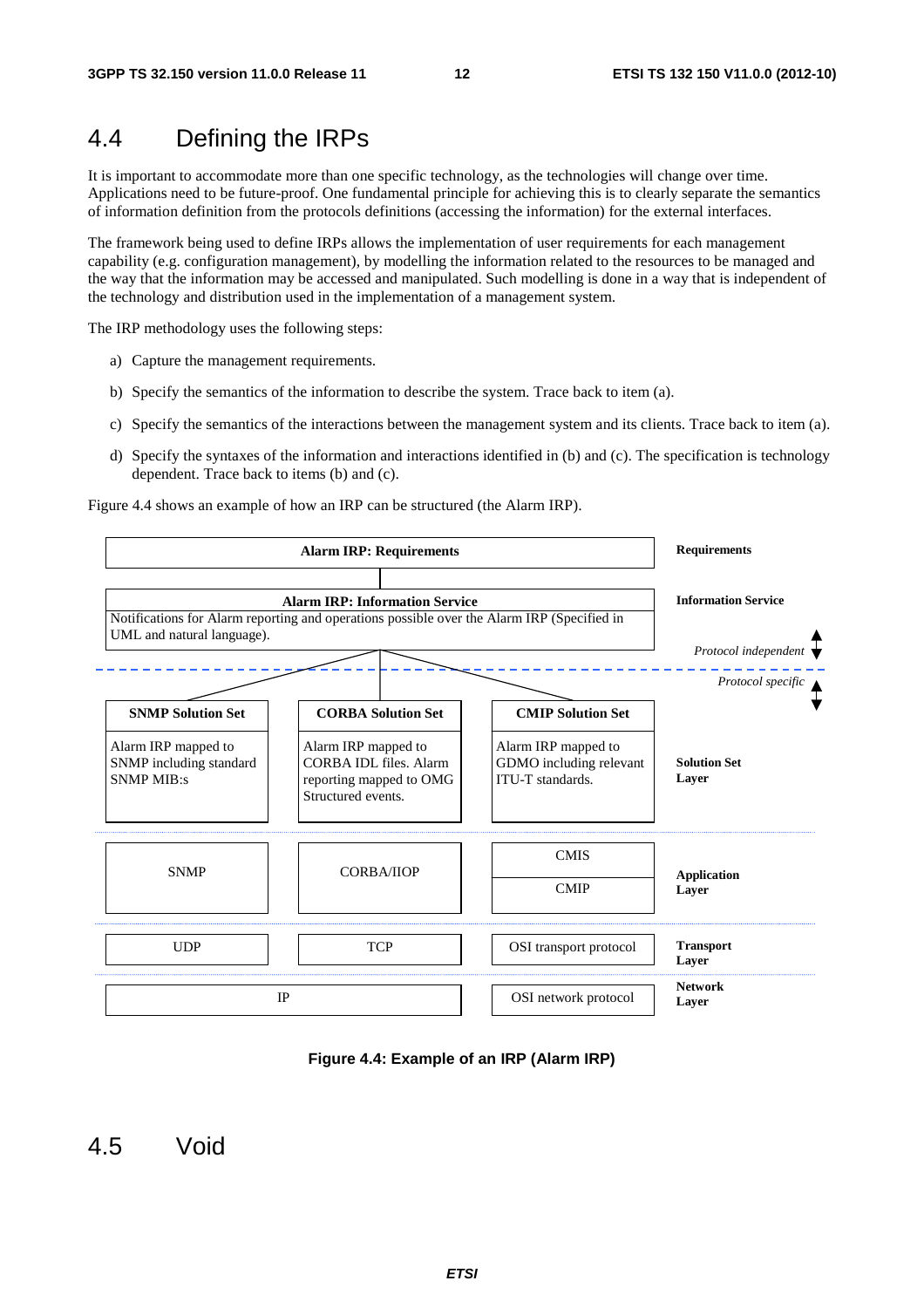## 4.4 Defining the IRPs

It is important to accommodate more than one specific technology, as the technologies will change over time. Applications need to be future-proof. One fundamental principle for achieving this is to clearly separate the semantics of information definition from the protocols definitions (accessing the information) for the external interfaces.

The framework being used to define IRPs allows the implementation of user requirements for each management capability (e.g. configuration management), by modelling the information related to the resources to be managed and the way that the information may be accessed and manipulated. Such modelling is done in a way that is independent of the technology and distribution used in the implementation of a management system.

The IRP methodology uses the following steps:

a) Capture the management requirements.

b) Specify the semantics of the information to describe the system. Trace back to item (a).

c) Specify the semantics of the interactions between the management system and its clients. Trace back to item (a).

d) Specify the syntaxes of the information and interactions identified in (b) and (c). The specification is technology dependent. Trace back to items (b) and (c).

Figure 4.4 shows an example of how an IRP can be structured (the Alarm IRP).

**Alarm IRP: Requirements** — Requirements

**Alarm IRP: Information Service** — Information Service
Notifications for Alarm reporting and operations possible over the Alarm IRP (Specified in UML and natural language).

*Protocol independent* / *Protocol specific*

| SNMP Solution Set | CORBA Solution Set | CMIP Solution Set | |
|---|---|---|---|
| Alarm IRP mapped to SNMP including standard SNMP MIB:s | Alarm IRP mapped to CORBA IDL files. Alarm reporting mapped to OMG Structured events. | Alarm IRP mapped to GDMO including relevant ITU-T standards. | **Solution Set Layer** |
| SNMP | CORBA/IIOP | CMIS / CMIP | **Application Layer** |
| UDP | TCP | OSI transport protocol | **Transport Layer** |
| IP | | OSI network protocol | **Network Layer** |

**Figure 4.4: Example of an IRP (Alarm IRP)**

## 4.5 Void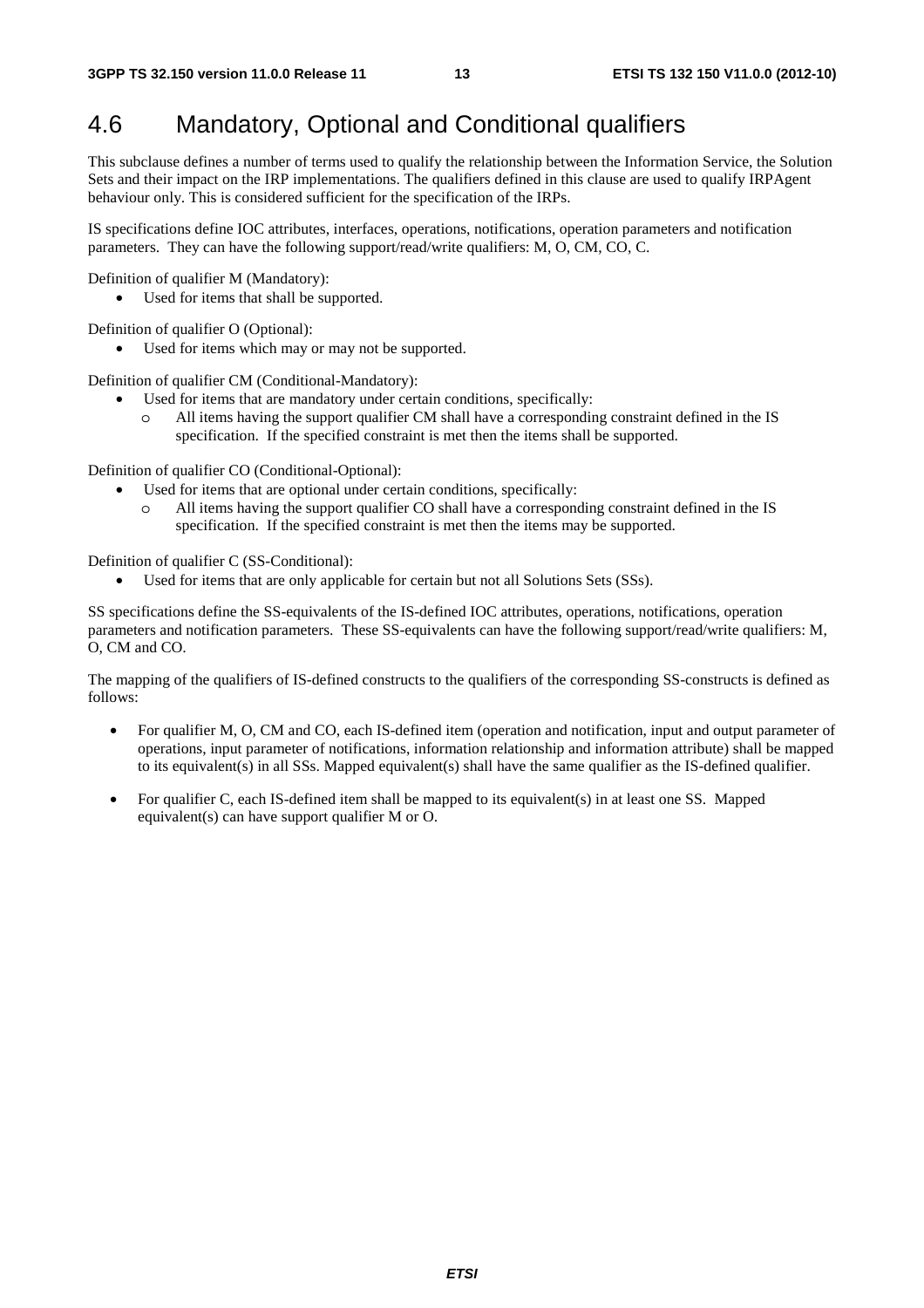## 4.6 Mandatory, Optional and Conditional qualifiers

This subclause defines a number of terms used to qualify the relationship between the Information Service, the Solution Sets and their impact on the IRP implementations. The qualifiers defined in this clause are used to qualify IRPAgent behaviour only. This is considered sufficient for the specification of the IRPs.

IS specifications define IOC attributes, interfaces, operations, notifications, operation parameters and notification parameters. They can have the following support/read/write qualifiers: M, O, CM, CO, C.

Definition of qualifier M (Mandatory):

- Used for items that shall be supported.

Definition of qualifier O (Optional):

- Used for items which may or may not be supported.

Definition of qualifier CM (Conditional-Mandatory):

- Used for items that are mandatory under certain conditions, specifically:
  - All items having the support qualifier CM shall have a corresponding constraint defined in the IS specification. If the specified constraint is met then the items shall be supported.

Definition of qualifier CO (Conditional-Optional):

- Used for items that are optional under certain conditions, specifically:
  - All items having the support qualifier CO shall have a corresponding constraint defined in the IS specification. If the specified constraint is met then the items may be supported.

Definition of qualifier C (SS-Conditional):

- Used for items that are only applicable for certain but not all Solutions Sets (SSs).

SS specifications define the SS-equivalents of the IS-defined IOC attributes, operations, notifications, operation parameters and notification parameters. These SS-equivalents can have the following support/read/write qualifiers: M, O, CM and CO.

The mapping of the qualifiers of IS-defined constructs to the qualifiers of the corresponding SS-constructs is defined as follows:

- For qualifier M, O, CM and CO, each IS-defined item (operation and notification, input and output parameter of operations, input parameter of notifications, information relationship and information attribute) shall be mapped to its equivalent(s) in all SSs. Mapped equivalent(s) shall have the same qualifier as the IS-defined qualifier.
- For qualifier C, each IS-defined item shall be mapped to its equivalent(s) in at least one SS. Mapped equivalent(s) can have support qualifier M or O.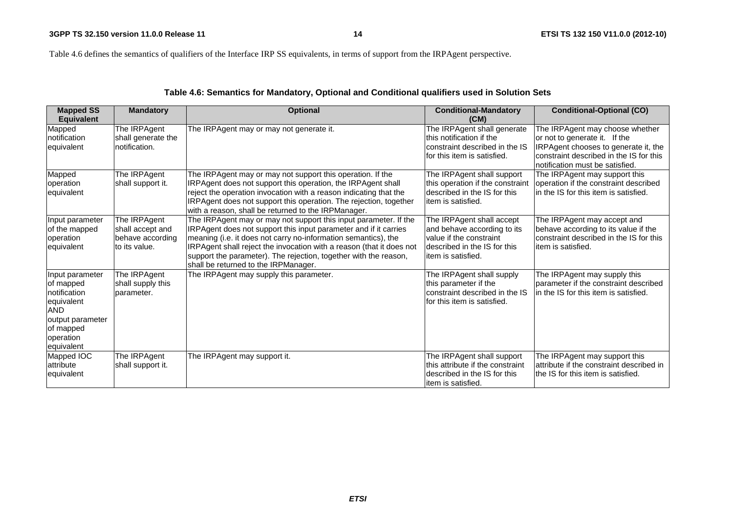Table 4.6 defines the semantics of qualifiers of the Interface IRP SS equivalents, in terms of support from the IRPAgent perspective.

**Table 4.6: Semantics for Mandatory, Optional and Conditional qualifiers used in Solution Sets**

| Mapped SS Equivalent | Mandatory | Optional | Conditional-Mandatory (CM) | Conditional-Optional (CO) |
|---|---|---|---|---|
| Mapped notification equivalent | The IRPAgent shall generate the notification. | The IRPAgent may or may not generate it. | The IRPAgent shall generate this notification if the constraint described in the IS for this item is satisfied. | The IRPAgent may choose whether or not to generate it. If the IRPAgent chooses to generate it, the constraint described in the IS for this notification must be satisfied. |
| Mapped operation equivalent | The IRPAgent shall support it. | The IRPAgent may or may not support this operation. If the IRPAgent does not support this operation, the IRPAgent shall reject the operation invocation with a reason indicating that the IRPAgent does not support this operation. The rejection, together with a reason, shall be returned to the IRPManager. | The IRPAgent shall support this operation if the constraint described in the IS for this item is satisfied. | The IRPAgent may support this operation if the constraint described in the IS for this item is satisfied. |
| Input parameter of the mapped operation equivalent | The IRPAgent shall accept and behave according to its value. | The IRPAgent may or may not support this input parameter. If the IRPAgent does not support this input parameter and if it carries meaning (i.e. it does not carry no-information semantics), the IRPAgent shall reject the invocation with a reason (that it does not support the parameter). The rejection, together with the reason, shall be returned to the IRPManager. | The IRPAgent shall accept and behave according to its value if the constraint described in the IS for this item is satisfied. | The IRPAgent may accept and behave according to its value if the constraint described in the IS for this item is satisfied. |
| Input parameter of mapped notification equivalent AND output parameter of mapped operation equivalent | The IRPAgent shall supply this parameter. | The IRPAgent may supply this parameter. | The IRPAgent shall supply this parameter if the constraint described in the IS for this item is satisfied. | The IRPAgent may supply this parameter if the constraint described in the IS for this item is satisfied. |
| Mapped IOC attribute equivalent | The IRPAgent shall support it. | The IRPAgent may support it. | The IRPAgent shall support this attribute if the constraint described in the IS for this item is satisfied. | The IRPAgent may support this attribute if the constraint described in the IS for this item is satisfied. |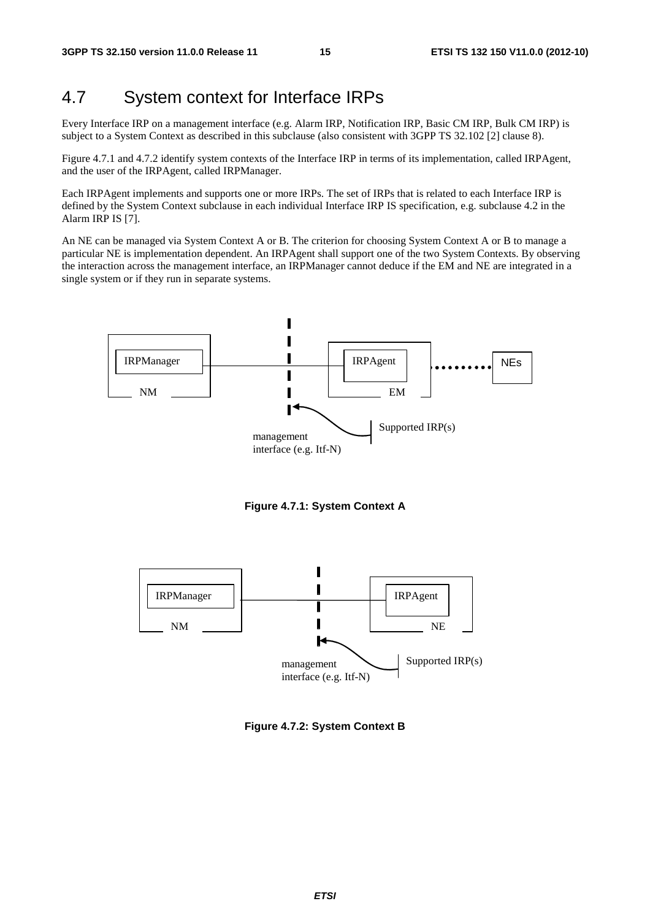## 4.7 System context for Interface IRPs

Every Interface IRP on a management interface (e.g. Alarm IRP, Notification IRP, Basic CM IRP, Bulk CM IRP) is subject to a System Context as described in this subclause (also consistent with 3GPP TS 32.102 [2] clause 8).

Figure 4.7.1 and 4.7.2 identify system contexts of the Interface IRP in terms of its implementation, called IRPAgent, and the user of the IRPAgent, called IRPManager.

Each IRPAgent implements and supports one or more IRPs. The set of IRPs that is related to each Interface IRP is defined by the System Context subclause in each individual Interface IRP IS specification, e.g. subclause 4.2 in the Alarm IRP IS [7].

An NE can be managed via System Context A or B. The criterion for choosing System Context A or B to manage a particular NE is implementation dependent. An IRPAgent shall support one of the two System Contexts. By observing the interaction across the management interface, an IRPManager cannot deduce if the EM and NE are integrated in a single system or if they run in separate systems.

IRPManager NM — IRPAgent EM ········· NEs

management interface (e.g. Itf-N) — Supported IRP(s)

**Figure 4.7.1: System Context A**

IRPManager NM — IRPAgent NE

management interface (e.g. Itf-N) — Supported IRP(s)

**Figure 4.7.2: System Context B**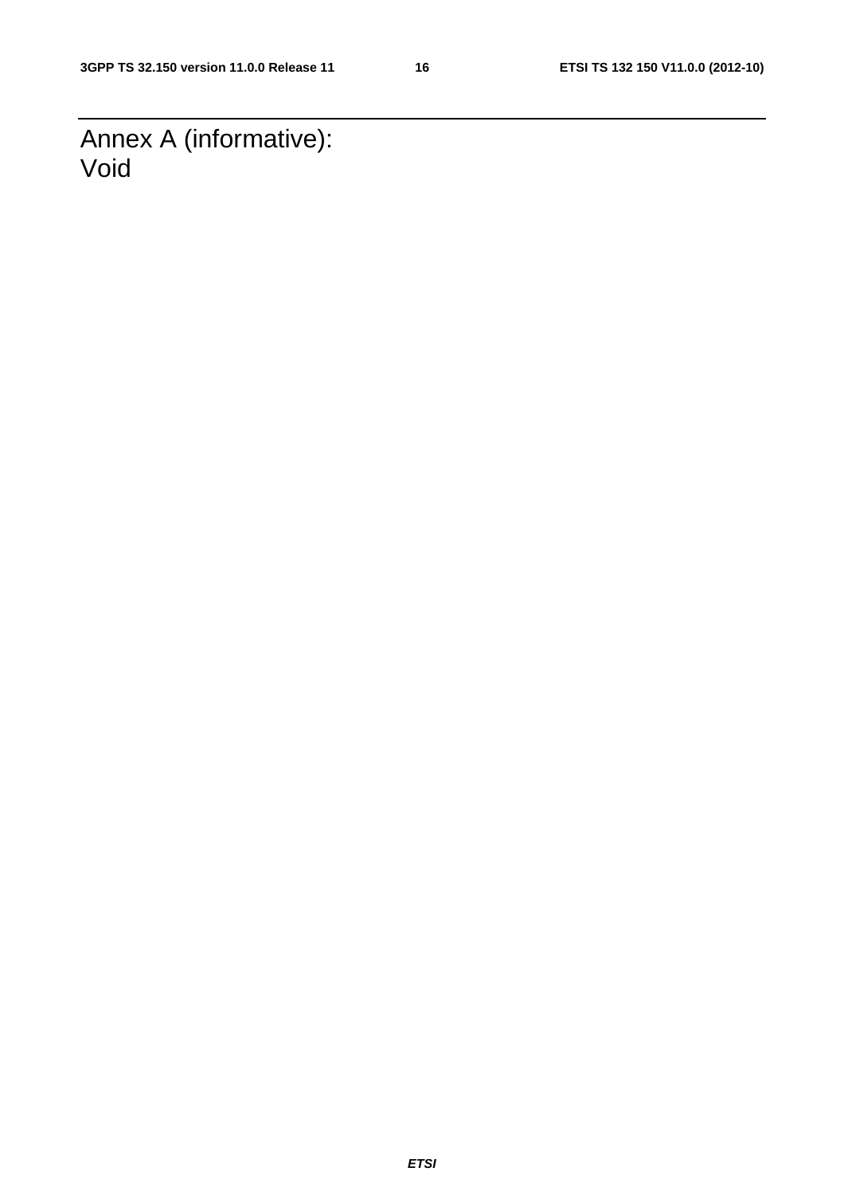# Annex A (informative): Void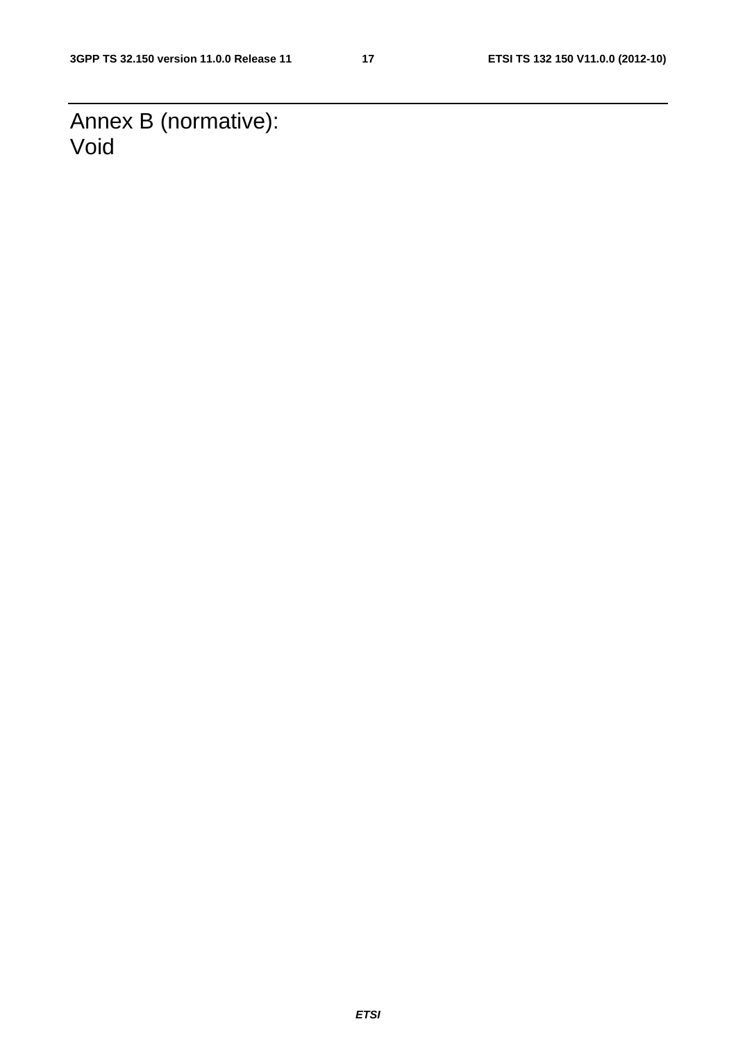# Annex B (normative): Void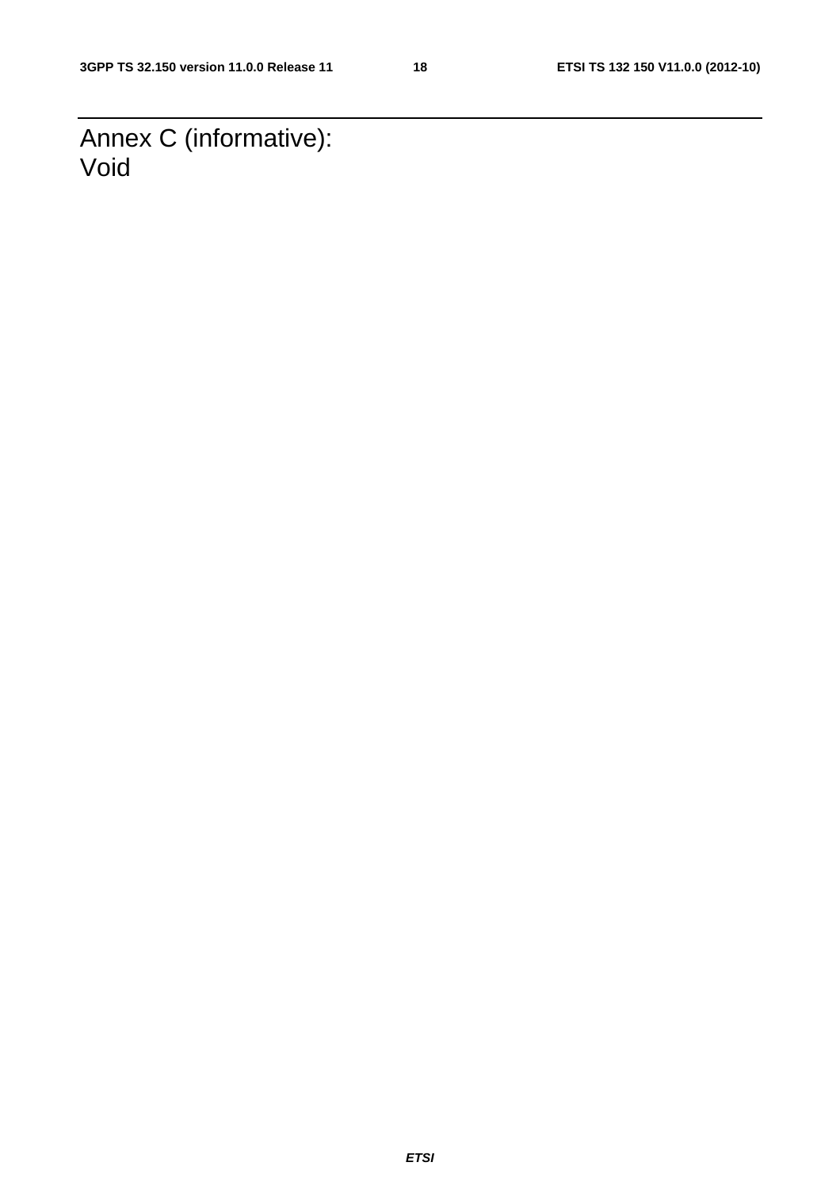# Annex C (informative): Void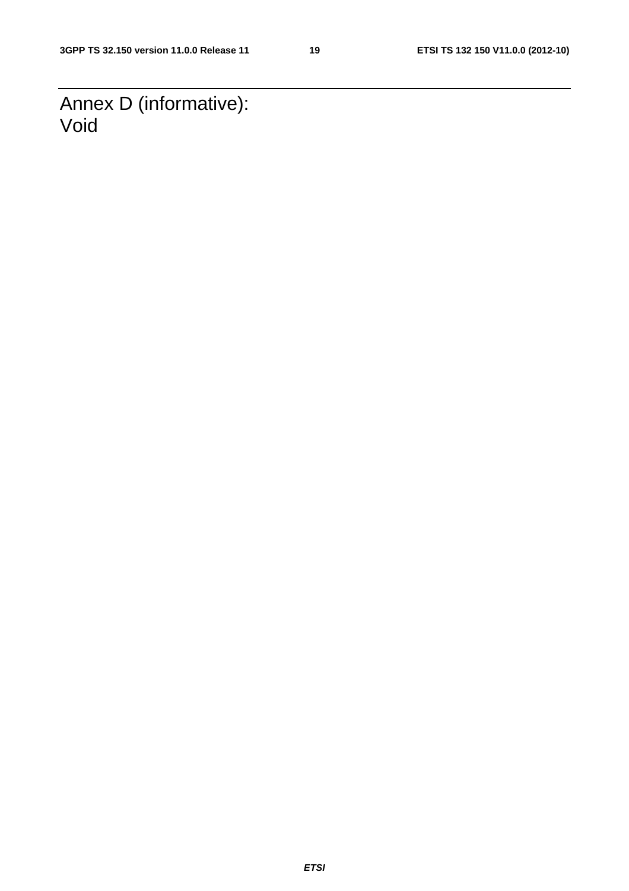# Annex D (informative): Void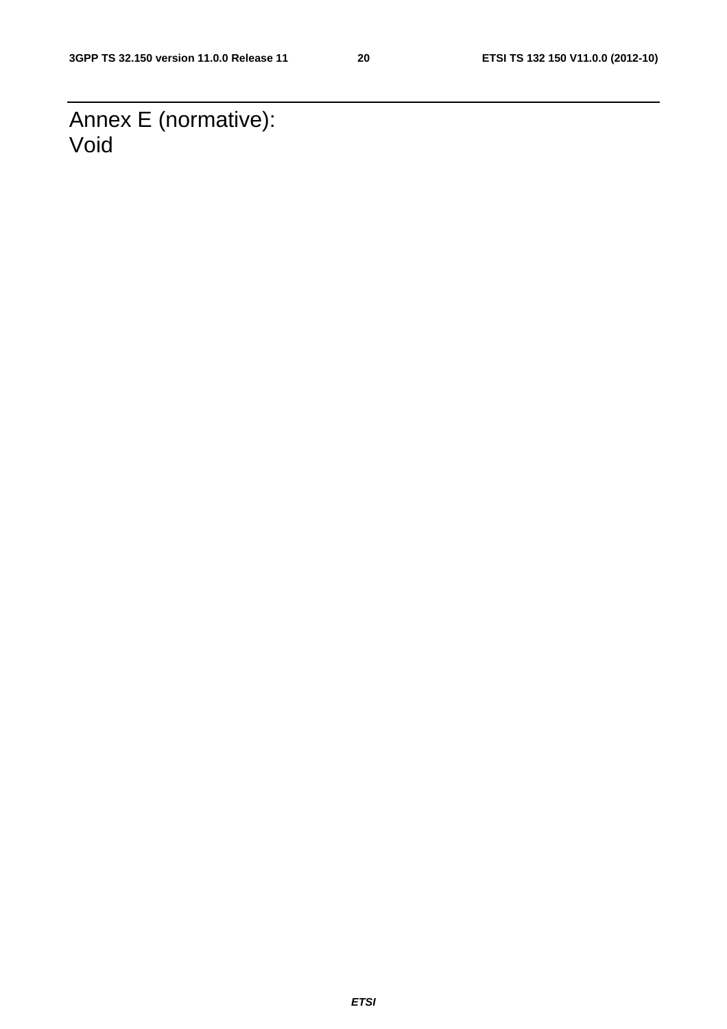# Annex E (normative): Void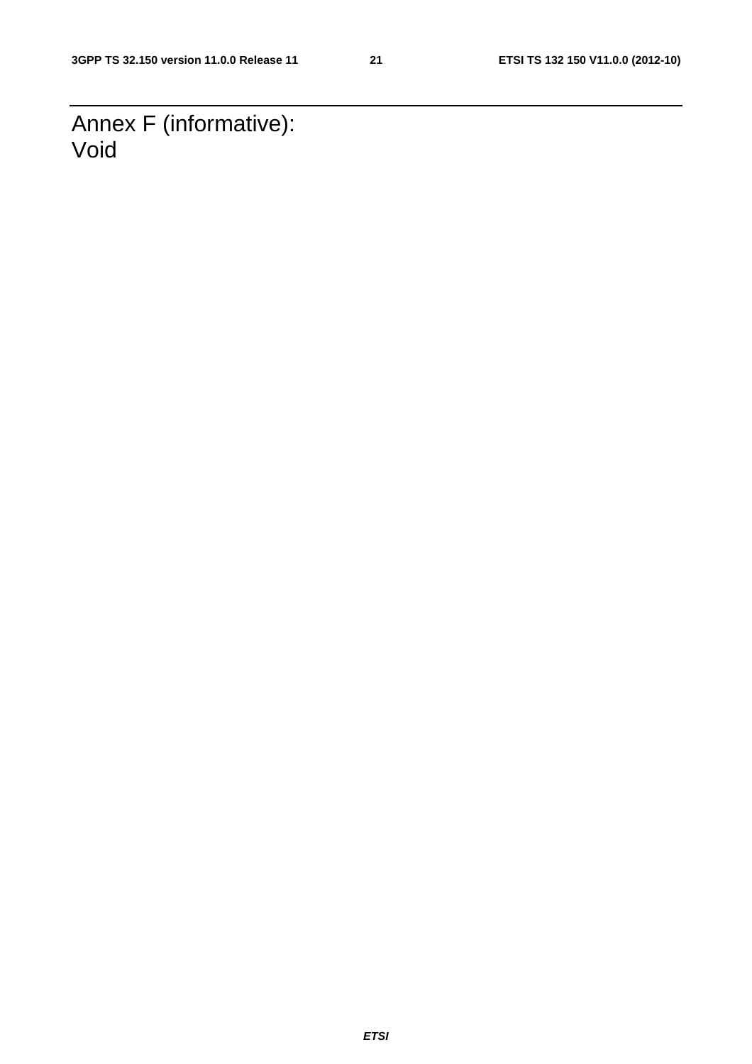# Annex F (informative): Void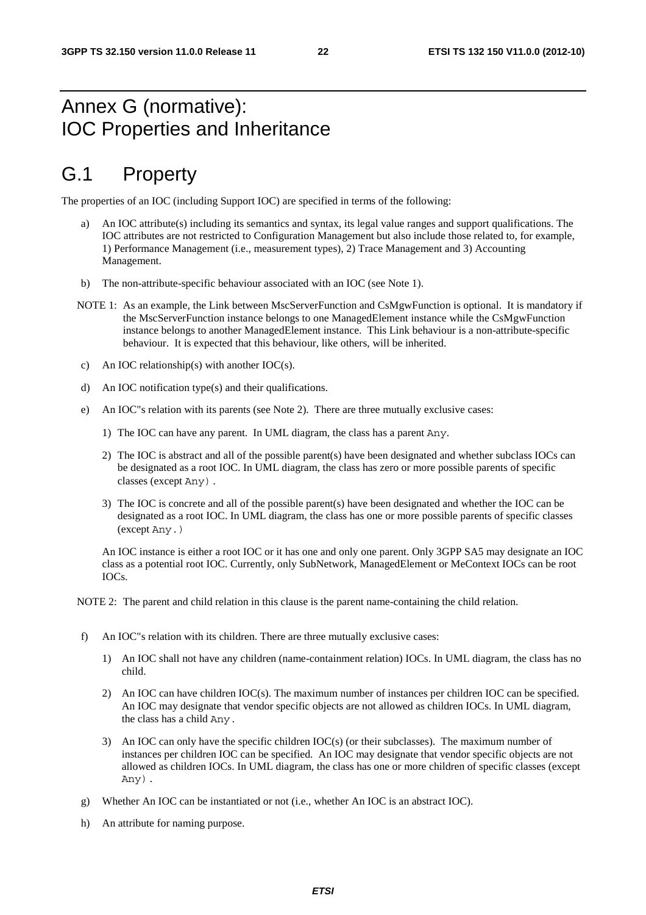# Annex G (normative): IOC Properties and Inheritance

# G.1 Property

The properties of an IOC (including Support IOC) are specified in terms of the following:

a) An IOC attribute(s) including its semantics and syntax, its legal value ranges and support qualifications. The IOC attributes are not restricted to Configuration Management but also include those related to, for example, 1) Performance Management (i.e., measurement types), 2) Trace Management and 3) Accounting Management.

b) The non-attribute-specific behaviour associated with an IOC (see Note 1).

NOTE 1: As an example, the Link between MscServerFunction and CsMgwFunction is optional. It is mandatory if the MscServerFunction instance belongs to one ManagedElement instance while the CsMgwFunction instance belongs to another ManagedElement instance. This Link behaviour is a non-attribute-specific behaviour. It is expected that this behaviour, like others, will be inherited.

c) An IOC relationship(s) with another IOC(s).

d) An IOC notification type(s) and their qualifications.

e) An IOC"s relation with its parents (see Note 2). There are three mutually exclusive cases:

1) The IOC can have any parent. In UML diagram, the class has a parent `Any`.

2) The IOC is abstract and all of the possible parent(s) have been designated and whether subclass IOCs can be designated as a root IOC. In UML diagram, the class has zero or more possible parents of specific classes (except `Any`) .

3) The IOC is concrete and all of the possible parent(s) have been designated and whether the IOC can be designated as a root IOC. In UML diagram, the class has one or more possible parents of specific classes (except `Any`.)

An IOC instance is either a root IOC or it has one and only one parent. Only 3GPP SA5 may designate an IOC class as a potential root IOC. Currently, only SubNetwork, ManagedElement or MeContext IOCs can be root IOCs.

NOTE 2: The parent and child relation in this clause is the parent name-containing the child relation.

f) An IOC"s relation with its children. There are three mutually exclusive cases:

1) An IOC shall not have any children (name-containment relation) IOCs. In UML diagram, the class has no child.

2) An IOC can have children IOC(s). The maximum number of instances per children IOC can be specified. An IOC may designate that vendor specific objects are not allowed as children IOCs. In UML diagram, the class has a child `Any`.

3) An IOC can only have the specific children IOC(s) (or their subclasses). The maximum number of instances per children IOC can be specified. An IOC may designate that vendor specific objects are not allowed as children IOCs. In UML diagram, the class has one or more children of specific classes (except `Any`) .

g) Whether An IOC can be instantiated or not (i.e., whether An IOC is an abstract IOC).

h) An attribute for naming purpose.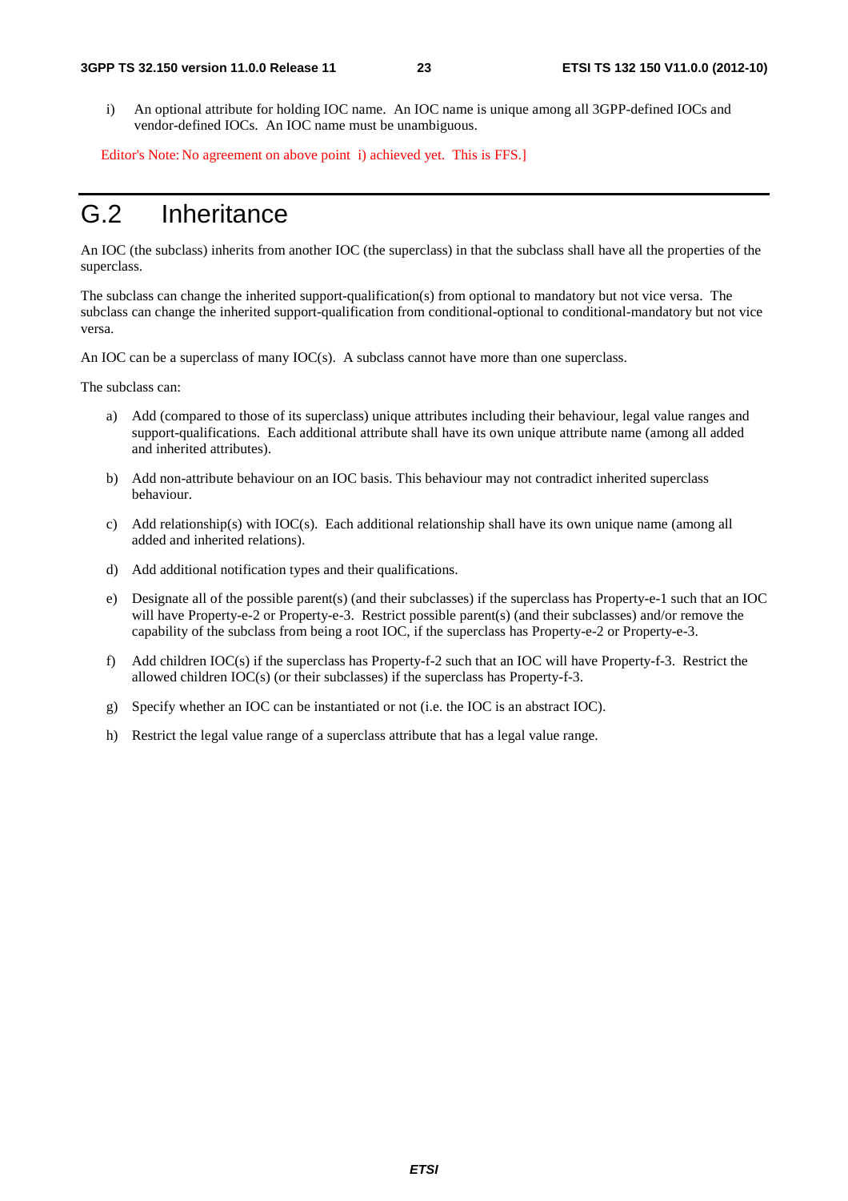i) An optional attribute for holding IOC name. An IOC name is unique among all 3GPP-defined IOCs and vendor-defined IOCs. An IOC name must be unambiguous.

Editor's Note: No agreement on above point i) achieved yet. This is FFS.]

## G.2 Inheritance

An IOC (the subclass) inherits from another IOC (the superclass) in that the subclass shall have all the properties of the superclass.

The subclass can change the inherited support-qualification(s) from optional to mandatory but not vice versa. The subclass can change the inherited support-qualification from conditional-optional to conditional-mandatory but not vice versa.

An IOC can be a superclass of many IOC(s). A subclass cannot have more than one superclass.

The subclass can:

a) Add (compared to those of its superclass) unique attributes including their behaviour, legal value ranges and support-qualifications. Each additional attribute shall have its own unique attribute name (among all added and inherited attributes).

b) Add non-attribute behaviour on an IOC basis. This behaviour may not contradict inherited superclass behaviour.

c) Add relationship(s) with IOC(s). Each additional relationship shall have its own unique name (among all added and inherited relations).

d) Add additional notification types and their qualifications.

e) Designate all of the possible parent(s) (and their subclasses) if the superclass has Property-e-1 such that an IOC will have Property-e-2 or Property-e-3. Restrict possible parent(s) (and their subclasses) and/or remove the capability of the subclass from being a root IOC, if the superclass has Property-e-2 or Property-e-3.

f) Add children IOC(s) if the superclass has Property-f-2 such that an IOC will have Property-f-3. Restrict the allowed children IOC(s) (or their subclasses) if the superclass has Property-f-3.

g) Specify whether an IOC can be instantiated or not (i.e. the IOC is an abstract IOC).

h) Restrict the legal value range of a superclass attribute that has a legal value range.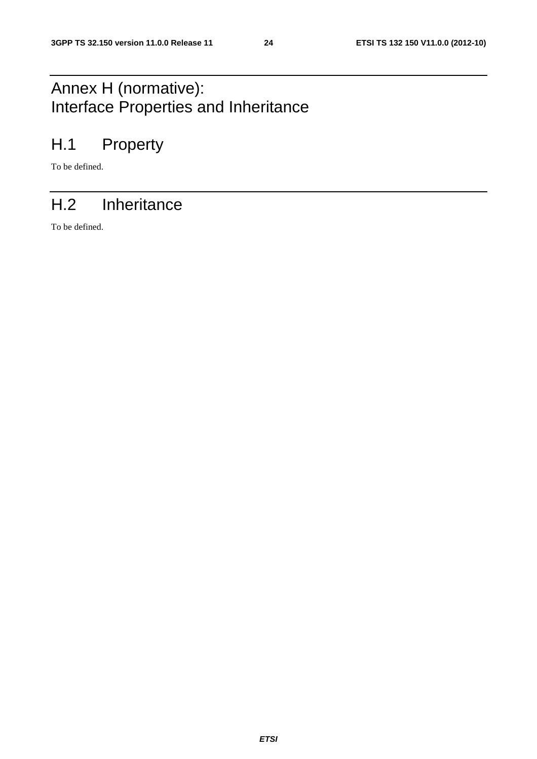# Annex H (normative): Interface Properties and Inheritance

## H.1 Property

To be defined.

## H.2 Inheritance

To be defined.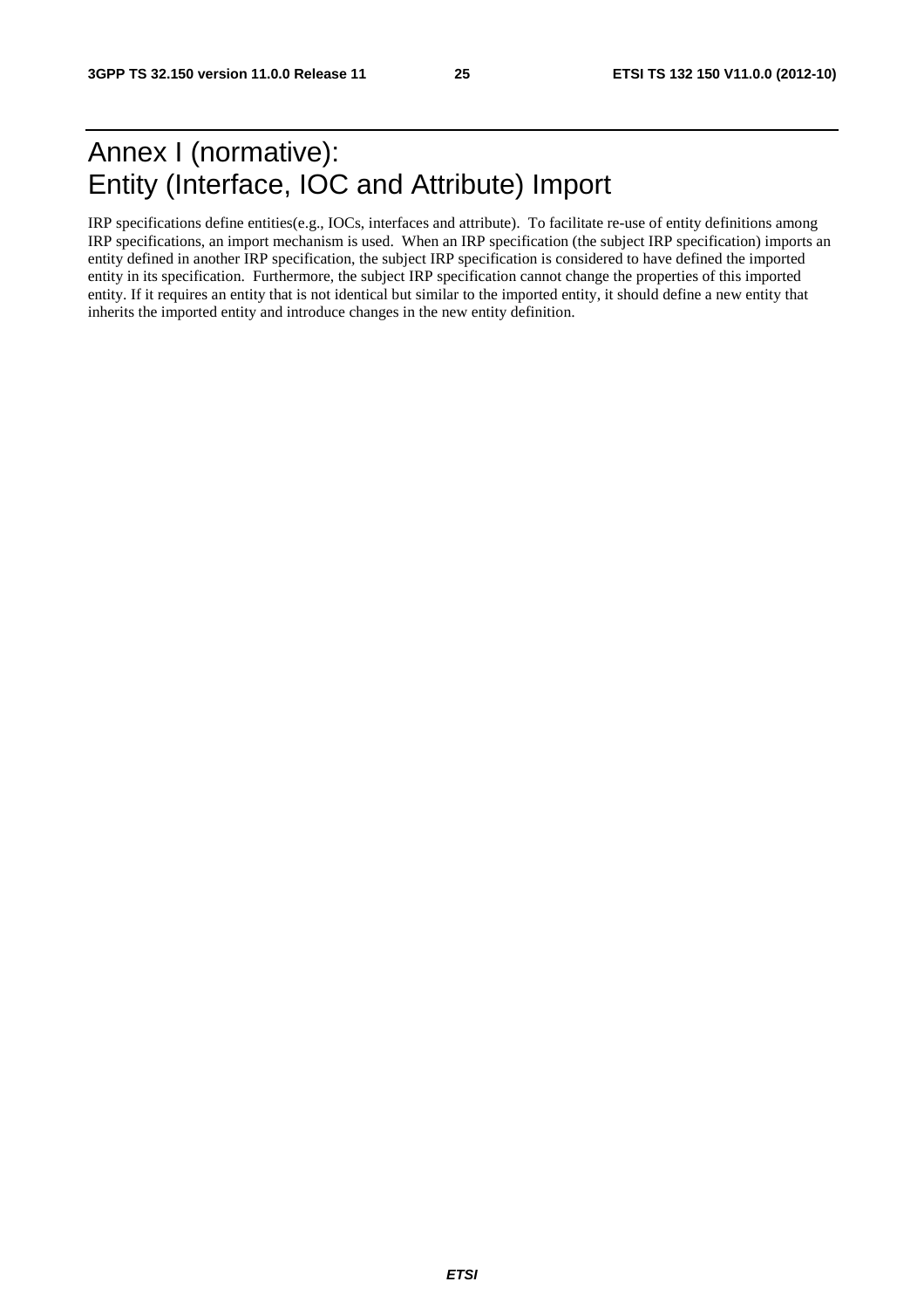# Annex I (normative): Entity (Interface, IOC and Attribute) Import

IRP specifications define entities(e.g., IOCs, interfaces and attribute). To facilitate re-use of entity definitions among IRP specifications, an import mechanism is used. When an IRP specification (the subject IRP specification) imports an entity defined in another IRP specification, the subject IRP specification is considered to have defined the imported entity in its specification. Furthermore, the subject IRP specification cannot change the properties of this imported entity. If it requires an entity that is not identical but similar to the imported entity, it should define a new entity that inherits the imported entity and introduce changes in the new entity definition.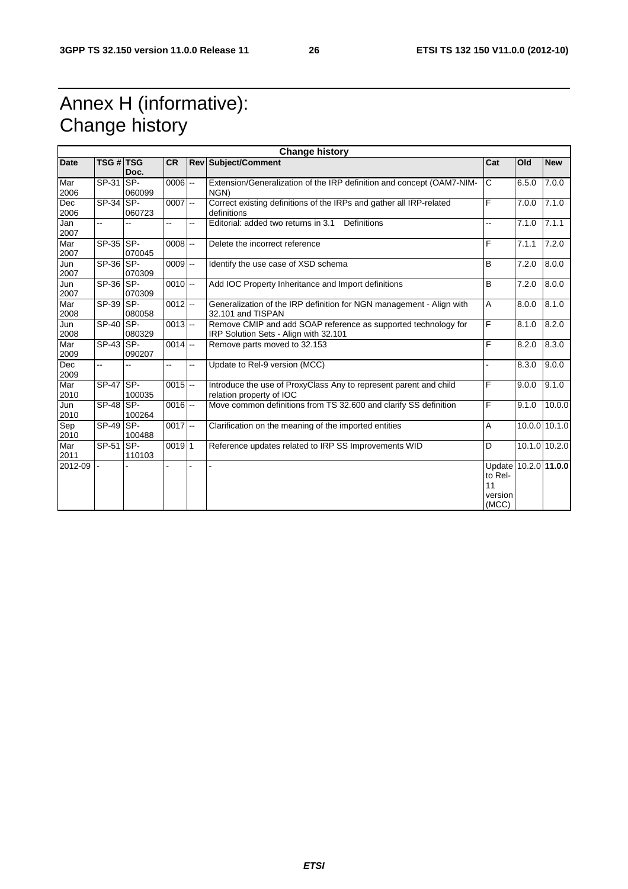# Annex H (informative): Change history

| Change history | | | | | | | | |
|---|---|---|---|---|---|---|---|---|
| **Date** | **TSG #** | **TSG Doc.** | **CR** | **Rev** | **Subject/Comment** | **Cat** | **Old** | **New** |
| Mar 2006 | SP-31 | SP-060099 | 0006 | -- | Extension/Generalization of the IRP definition and concept (OAM7-NIM-NGN) | C | 6.5.0 | 7.0.0 |
| Dec 2006 | SP-34 | SP-060723 | 0007 | -- | Correct existing definitions of the IRPs and gather all IRP-related definitions | F | 7.0.0 | 7.1.0 |
| Jan 2007 | -- | -- | -- | -- | Editorial: added two returns in 3.1 Definitions | -- | 7.1.0 | 7.1.1 |
| Mar 2007 | SP-35 | SP-070045 | 0008 | -- | Delete the incorrect reference | F | 7.1.1 | 7.2.0 |
| Jun 2007 | SP-36 | SP-070309 | 0009 | -- | Identify the use case of XSD schema | B | 7.2.0 | 8.0.0 |
| Jun 2007 | SP-36 | SP-070309 | 0010 | -- | Add IOC Property Inheritance and Import definitions | B | 7.2.0 | 8.0.0 |
| Mar 2008 | SP-39 | SP-080058 | 0012 | -- | Generalization of the IRP definition for NGN management - Align with 32.101 and TISPAN | A | 8.0.0 | 8.1.0 |
| Jun 2008 | SP-40 | SP-080329 | 0013 | -- | Remove CMIP and add SOAP reference as supported technology for IRP Solution Sets - Align with 32.101 | F | 8.1.0 | 8.2.0 |
| Mar 2009 | SP-43 | SP-090207 | 0014 | -- | Remove parts moved to 32.153 | F | 8.2.0 | 8.3.0 |
| Dec 2009 | -- | -- | -- | -- | Update to Rel-9 version (MCC) | - | 8.3.0 | 9.0.0 |
| Mar 2010 | SP-47 | SP-100035 | 0015 | -- | Introduce the use of ProxyClass Any to represent parent and child relation property of IOC | F | 9.0.0 | 9.1.0 |
| Jun 2010 | SP-48 | SP-100264 | 0016 | -- | Move common definitions from TS 32.600 and clarify SS definition | F | 9.1.0 | 10.0.0 |
| Sep 2010 | SP-49 | SP-100488 | 0017 | -- | Clarification on the meaning of the imported entities | A | 10.0.0 | 10.1.0 |
| Mar 2011 | SP-51 | SP-110103 | 0019 | 1 | Reference updates related to IRP SS Improvements WID | D | 10.1.0 | 10.2.0 |
| 2012-09 | - | - | - | - | - | Update to Rel-11 version (MCC) | 10.2.0 | **11.0.0** |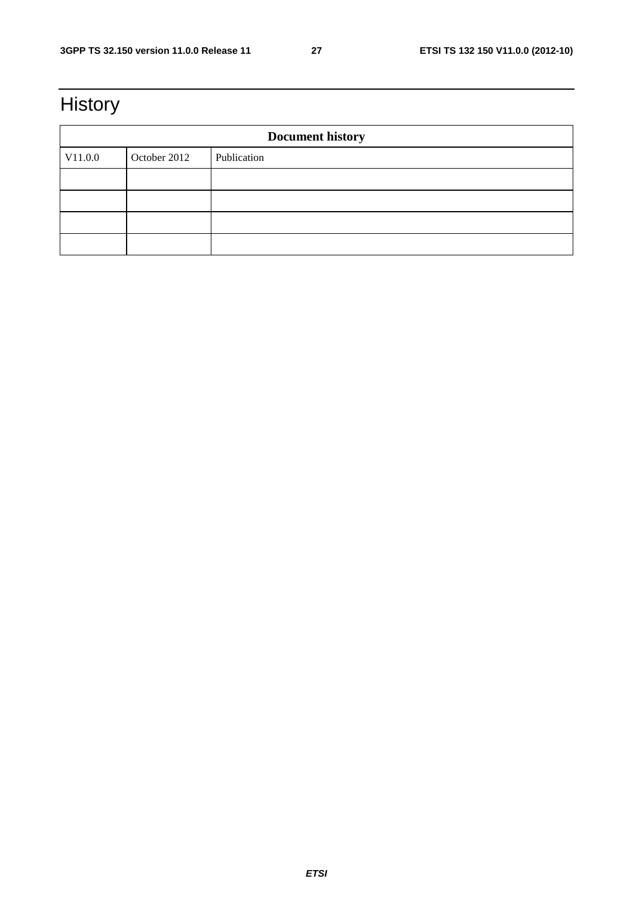# History

| Document history | | |
|---|---|---|
| V11.0.0 | October 2012 | Publication |
| | | |
| | | |
| | | |
| | | |